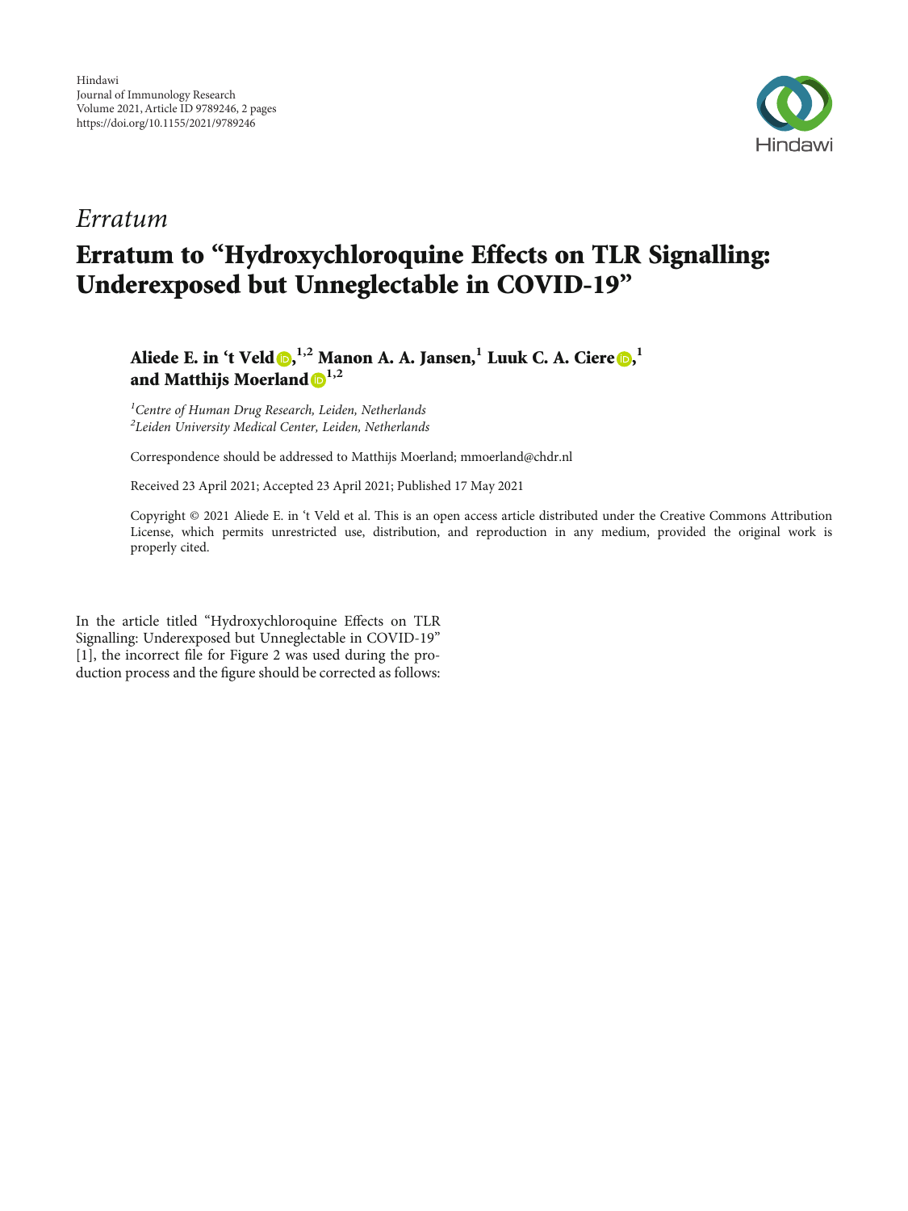Hindawi
Journal of Immunology Research
Volume 2021, Article ID 9789246, 2 pages
https://doi.org/10.1155/2021/9789246

*Erratum*

# Erratum to "Hydroxychloroquine Effects on TLR Signalling: Underexposed but Unneglectable in COVID-19"

**Aliede E. in 't Veld,[1,2] Manon A. A. Jansen,[1] Luuk C. A. Ciere,[1] and Matthijs Moerland[1,2]**

[1] *Centre of Human Drug Research, Leiden, Netherlands*
[2] *Leiden University Medical Center, Leiden, Netherlands*

Correspondence should be addressed to Matthijs Moerland; mmoerland@chdr.nl

Received 23 April 2021; Accepted 23 April 2021; Published 17 May 2021

Copyright © 2021 Aliede E. in 't Veld et al. This is an open access article distributed under the Creative Commons Attribution License, which permits unrestricted use, distribution, and reproduction in any medium, provided the original work is properly cited.

In the article titled "Hydroxychloroquine Effects on TLR Signalling: Underexposed but Unneglectable in COVID-19" [1], the incorrect file for Figure 2 was used during the production process and the figure should be corrected as follows: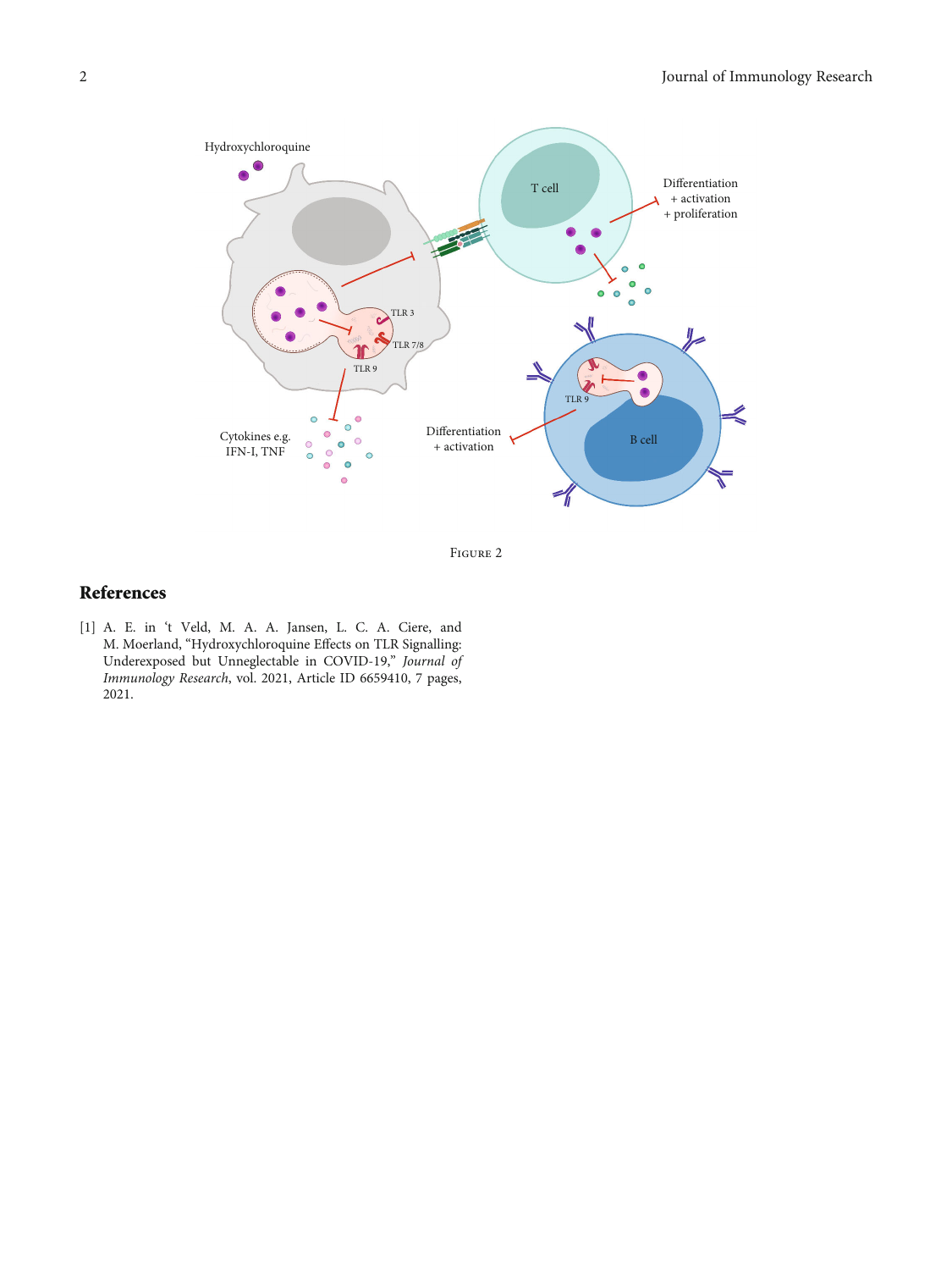Hydroxychloroquine

T cell

Differentiation
+ activation
+ proliferation

TLR 3

TLR 7/8

TLR 9

Cytokines e.g.
IFN-I, TNF

Differentiation
+ activation

TLR 9

B cell

Figure 2

## References

[1] A. E. in 't Veld, M. A. A. Jansen, L. C. A. Ciere, and M. Moerland, "Hydroxychloroquine Effects on TLR Signalling: Underexposed but Unneglectable in COVID-19," *Journal of Immunology Research*, vol. 2021, Article ID 6659410, 7 pages, 2021.